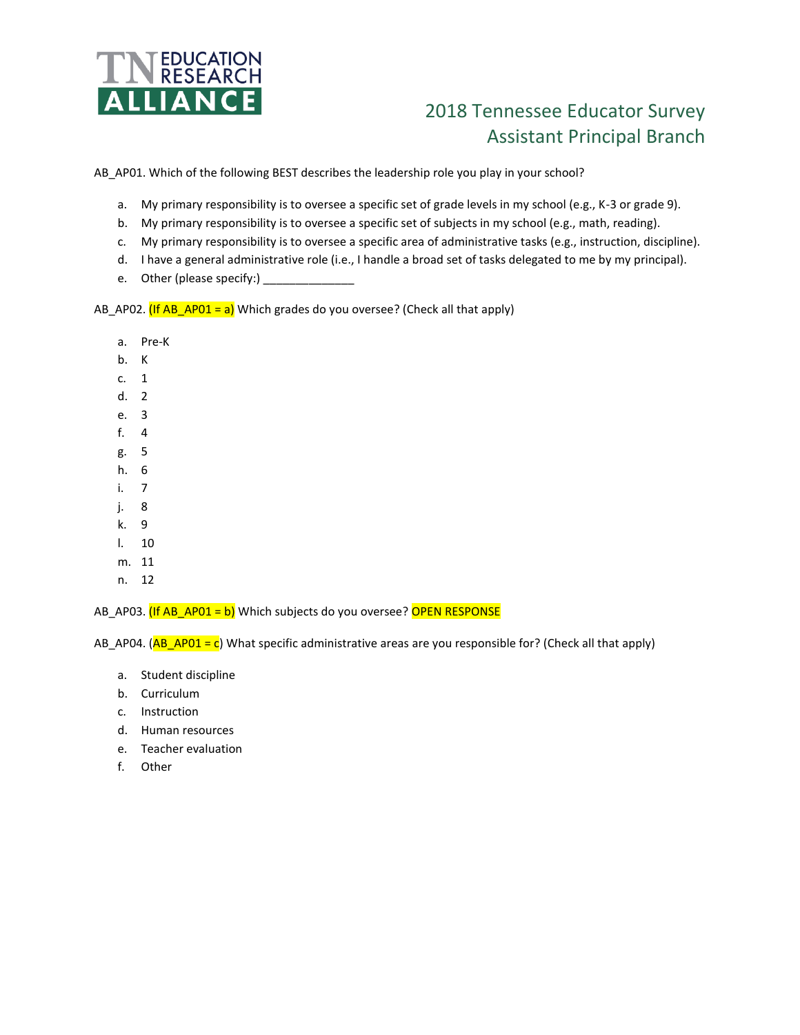# 2018 Tennessee Educator Survey
## Assistant Principal Branch

AB_AP01. Which of the following BEST describes the leadership role you play in your school?

a. My primary responsibility is to oversee a specific set of grade levels in my school (e.g., K-3 or grade 9).
b. My primary responsibility is to oversee a specific set of subjects in my school (e.g., math, reading).
c. My primary responsibility is to oversee a specific area of administrative tasks (e.g., instruction, discipline).
d. I have a general administrative role (i.e., I handle a broad set of tasks delegated to me by my principal).
e. Other (please specify:) ______________

AB_AP02. (If AB_AP01 = a) Which grades do you oversee? (Check all that apply)

a. Pre-K
b. K
c. 1
d. 2
e. 3
f. 4
g. 5
h. 6
i. 7
j. 8
k. 9
l. 10
m. 11
n. 12

AB_AP03. (If AB_AP01 = b) Which subjects do you oversee? OPEN RESPONSE

AB_AP04. (AB_AP01 = c) What specific administrative areas are you responsible for? (Check all that apply)

a. Student discipline
b. Curriculum
c. Instruction
d. Human resources
e. Teacher evaluation
f. Other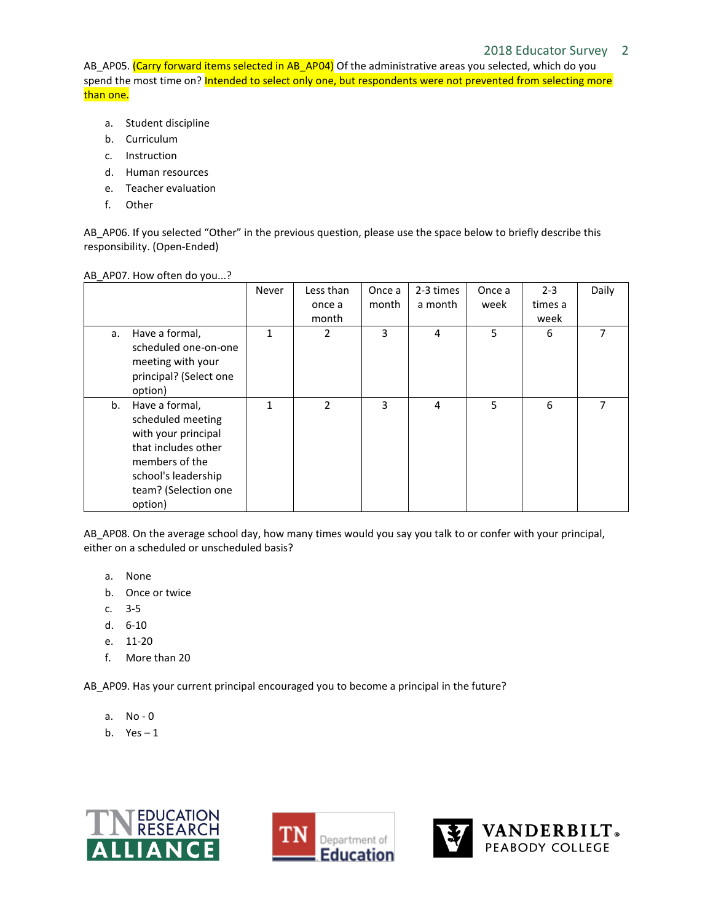AB_AP05. (Carry forward items selected in AB_AP04) Of the administrative areas you selected, which do you spend the most time on? Intended to select only one, but respondents were not prevented from selecting more than one.

a. Student discipline
b. Curriculum
c. Instruction
d. Human resources
e. Teacher evaluation
f. Other

AB_AP06. If you selected "Other" in the previous question, please use the space below to briefly describe this responsibility. (Open-Ended)

AB_AP07. How often do you...?

| | Never | Less than once a month | Once a month | 2-3 times a month | Once a week | 2-3 times a week | Daily |
|---|---|---|---|---|---|---|---|
| a. Have a formal, scheduled one-on-one meeting with your principal? (Select one option) | 1 | 2 | 3 | 4 | 5 | 6 | 7 |
| b. Have a formal, scheduled meeting with your principal that includes other members of the school's leadership team? (Selection one option) | 1 | 2 | 3 | 4 | 5 | 6 | 7 |

AB_AP08. On the average school day, how many times would you say you talk to or confer with your principal, either on a scheduled or unscheduled basis?

a. None
b. Once or twice
c. 3-5
d. 6-10
e. 11-20
f. More than 20

AB_AP09. Has your current principal encouraged you to become a principal in the future?

a. No - 0
b. Yes – 1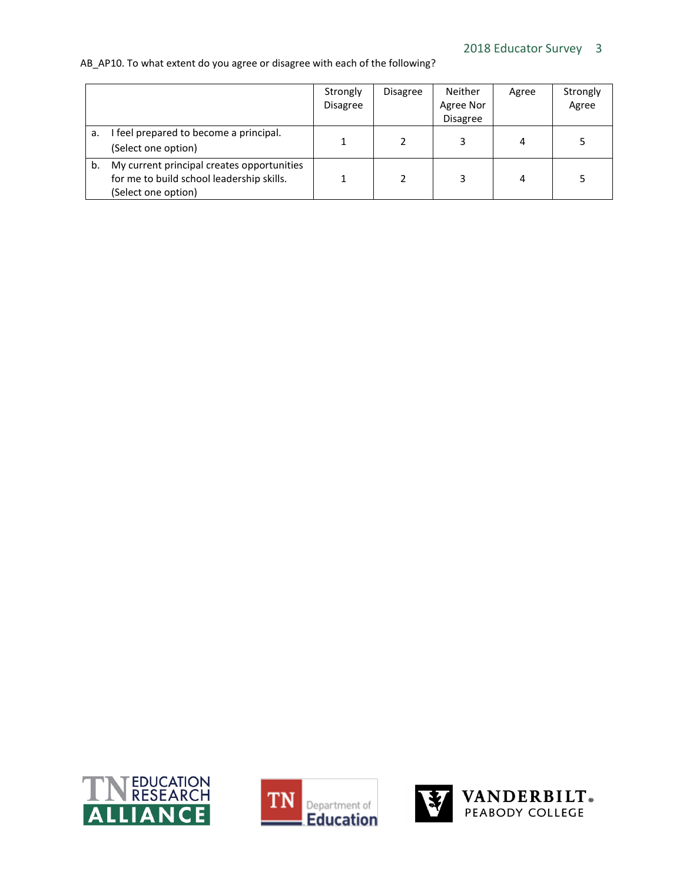AB_AP10. To what extent do you agree or disagree with each of the following?

| | Strongly Disagree | Disagree | Neither Agree Nor Disagree | Agree | Strongly Agree |
|---|---|---|---|---|---|
| a. I feel prepared to become a principal. (Select one option) | 1 | 2 | 3 | 4 | 5 |
| b. My current principal creates opportunities for me to build school leadership skills. (Select one option) | 1 | 2 | 3 | 4 | 5 |